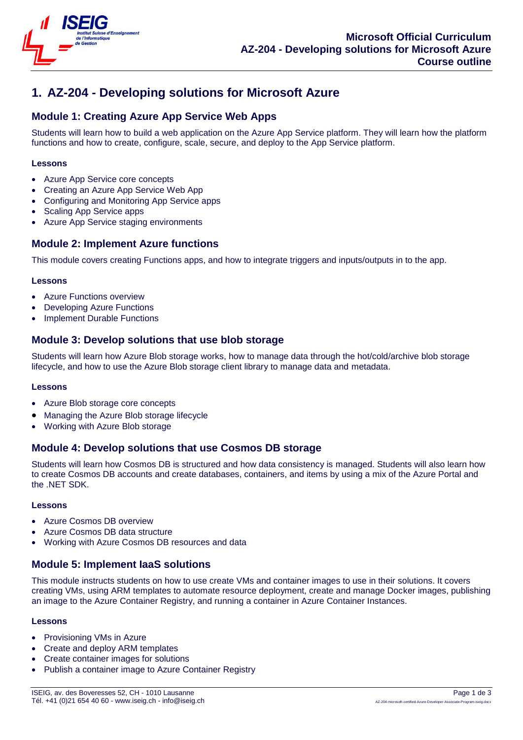# 1. AZ-204 - Developing solutions for Microsoft Azure

## Module 1: Creating Azure App Service Web Apps

Students will learn how to build a web application on the Azure App Service platform. They will learn how the platform functions and how to create, configure, scale, secure, and deploy to the App Service platform.

#### Lessons

- Azure App Service core concepts
- Creating an Azure App Service Web App
- Configuring and Monitoring App Service apps
- Scaling App Service apps
- Azure App Service staging environments

## Module 2: Implement Azure functions

This module covers creating Functions apps, and how to integrate triggers and inputs/outputs in to the app.

#### Lessons

- Azure Functions overview
- Developing Azure Functions
- Implement Durable Functions

## Module 3: Develop solutions that use blob storage

Students will learn how Azure Blob storage works, how to manage data through the hot/cold/archive blob storage lifecycle, and how to use the Azure Blob storage client library to manage data and metadata.

#### Lessons

- Azure Blob storage core concepts
- Managing the Azure Blob storage lifecycle
- Working with Azure Blob storage

## Module 4: Develop solutions that use Cosmos DB storage

Students will learn how Cosmos DB is structured and how data consistency is managed. Students will also learn how to create Cosmos DB accounts and create databases, containers, and items by using a mix of the Azure Portal and the .NET SDK.

#### Lessons

- Azure Cosmos DB overview
- Azure Cosmos DB data structure
- Working with Azure Cosmos DB resources and data

## Module 5: Implement IaaS solutions

This module instructs students on how to use create VMs and container images to use in their solutions. It covers creating VMs, using ARM templates to automate resource deployment, create and manage Docker images, publishing an image to the Azure Container Registry, and running a container in Azure Container Instances.

#### Lessons

- Provisioning VMs in Azure
- Create and deploy ARM templates
- Create container images for solutions
- Publish a container image to Azure Container Registry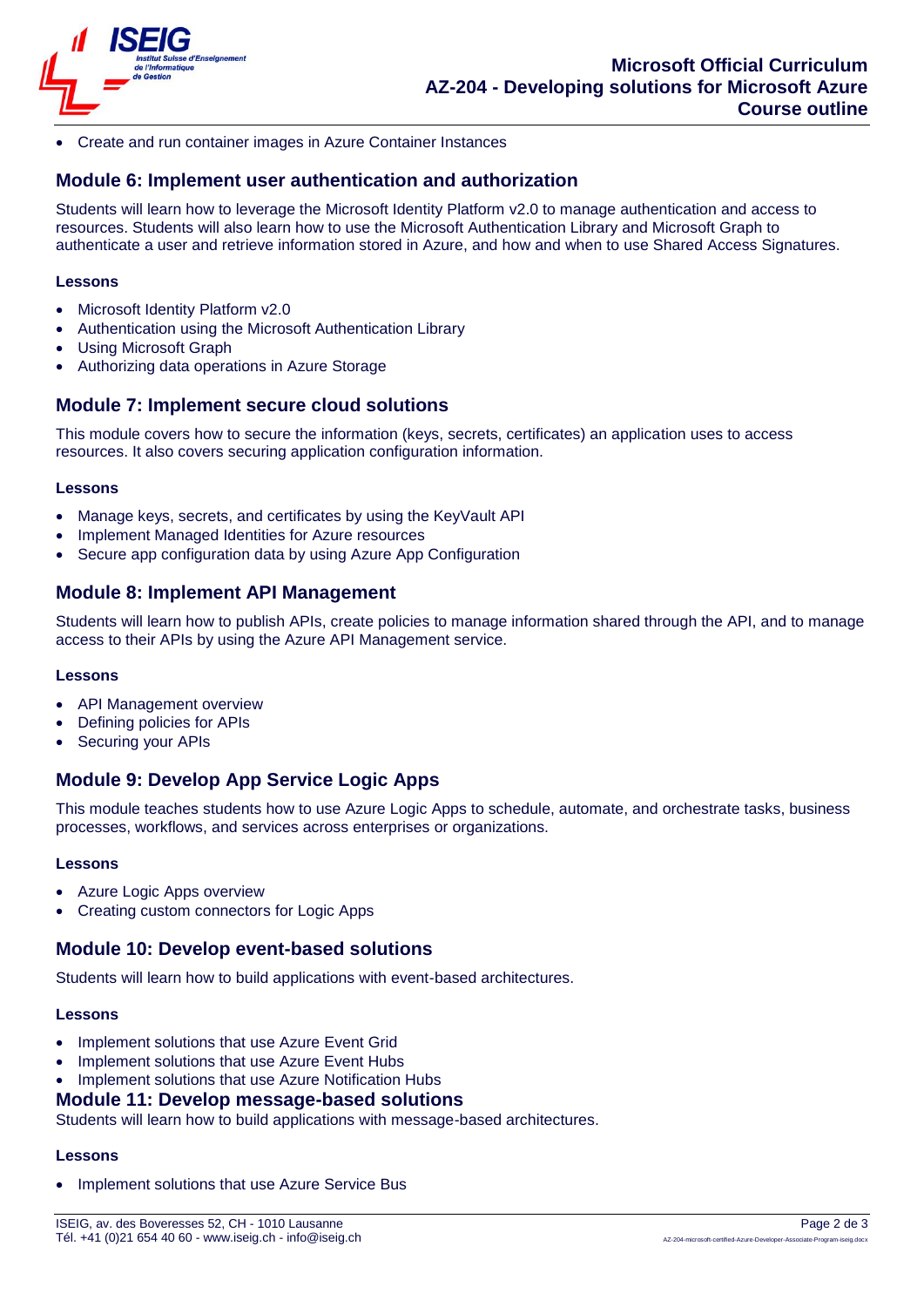- Create and run container images in Azure Container Instances

## Module 6: Implement user authentication and authorization

Students will learn how to leverage the Microsoft Identity Platform v2.0 to manage authentication and access to resources. Students will also learn how to use the Microsoft Authentication Library and Microsoft Graph to authenticate a user and retrieve information stored in Azure, and how and when to use Shared Access Signatures.

#### Lessons

- Microsoft Identity Platform v2.0
- Authentication using the Microsoft Authentication Library
- Using Microsoft Graph
- Authorizing data operations in Azure Storage

## Module 7: Implement secure cloud solutions

This module covers how to secure the information (keys, secrets, certificates) an application uses to access resources. It also covers securing application configuration information.

#### Lessons

- Manage keys, secrets, and certificates by using the KeyVault API
- Implement Managed Identities for Azure resources
- Secure app configuration data by using Azure App Configuration

## Module 8: Implement API Management

Students will learn how to publish APIs, create policies to manage information shared through the API, and to manage access to their APIs by using the Azure API Management service.

#### Lessons

- API Management overview
- Defining policies for APIs
- Securing your APIs

## Module 9: Develop App Service Logic Apps

This module teaches students how to use Azure Logic Apps to schedule, automate, and orchestrate tasks, business processes, workflows, and services across enterprises or organizations.

#### Lessons

- Azure Logic Apps overview
- Creating custom connectors for Logic Apps

## Module 10: Develop event-based solutions

Students will learn how to build applications with event-based architectures.

#### Lessons

- Implement solutions that use Azure Event Grid
- Implement solutions that use Azure Event Hubs
- Implement solutions that use Azure Notification Hubs

## Module 11: Develop message-based solutions

Students will learn how to build applications with message-based architectures.

#### Lessons

- Implement solutions that use Azure Service Bus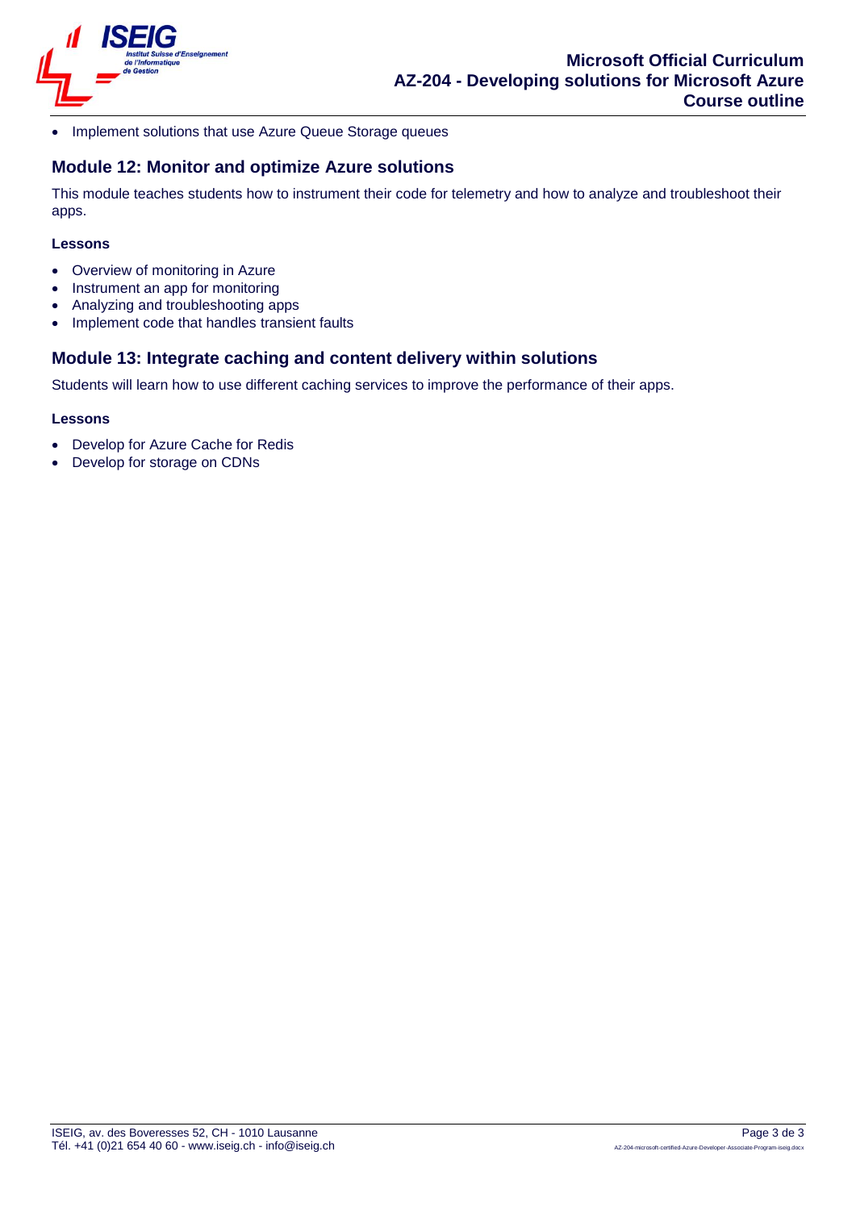- Implement solutions that use Azure Queue Storage queues

## Module 12: Monitor and optimize Azure solutions

This module teaches students how to instrument their code for telemetry and how to analyze and troubleshoot their apps.

#### Lessons

- Overview of monitoring in Azure
- Instrument an app for monitoring
- Analyzing and troubleshooting apps
- Implement code that handles transient faults

## Module 13: Integrate caching and content delivery within solutions

Students will learn how to use different caching services to improve the performance of their apps.

#### Lessons

- Develop for Azure Cache for Redis
- Develop for storage on CDNs